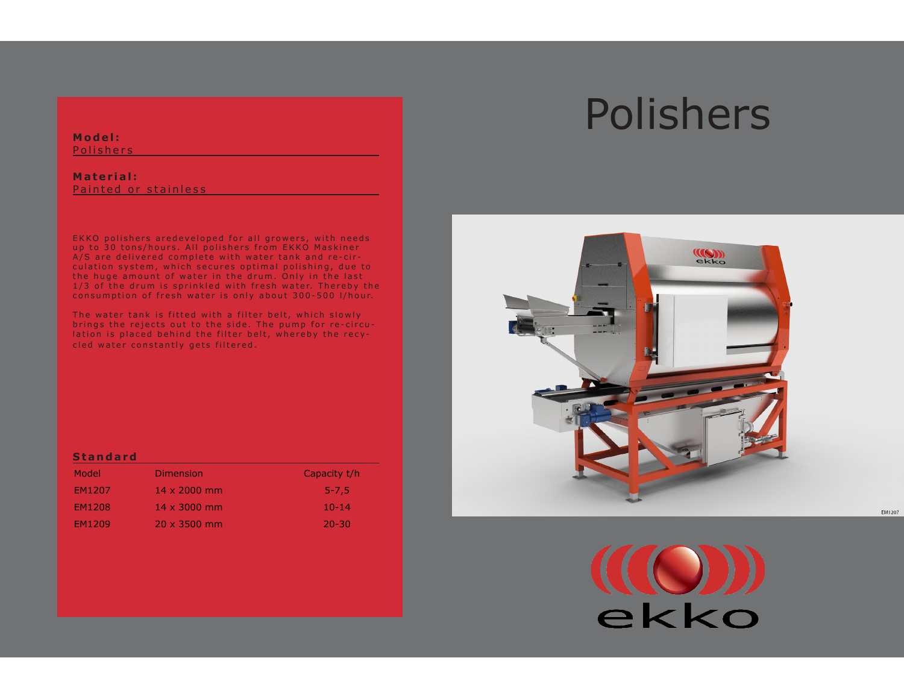# Polishers

**Model:**
Polishers

**Material:**
Painted or stainless

EKKO polishers aredeveloped for all growers, with needs up to 30 tons/hours. All polishers from EKKO Maskiner A/S are delivered complete with water tank and re-circulation system, which secures optimal polishing, due to the huge amount of water in the drum. Only in the last 1/3 of the drum is sprinkled with fresh water. Thereby the consumption of fresh water is only about 300-500 l/hour.

The water tank is fitted with a filter belt, which slowly brings the rejects out to the side. The pump for re-circulation is placed behind the filter belt, whereby the recycled water constantly gets filtered.

**Standard**

| Model | Dimension | Capacity t/h |
|---|---|---|
| EM1207 | 14 x 2000 mm | 5-7,5 |
| EM1208 | 14 x 3000 mm | 10-14 |
| EM1209 | 20 x 3500 mm | 20-30 |

EM1207

ekko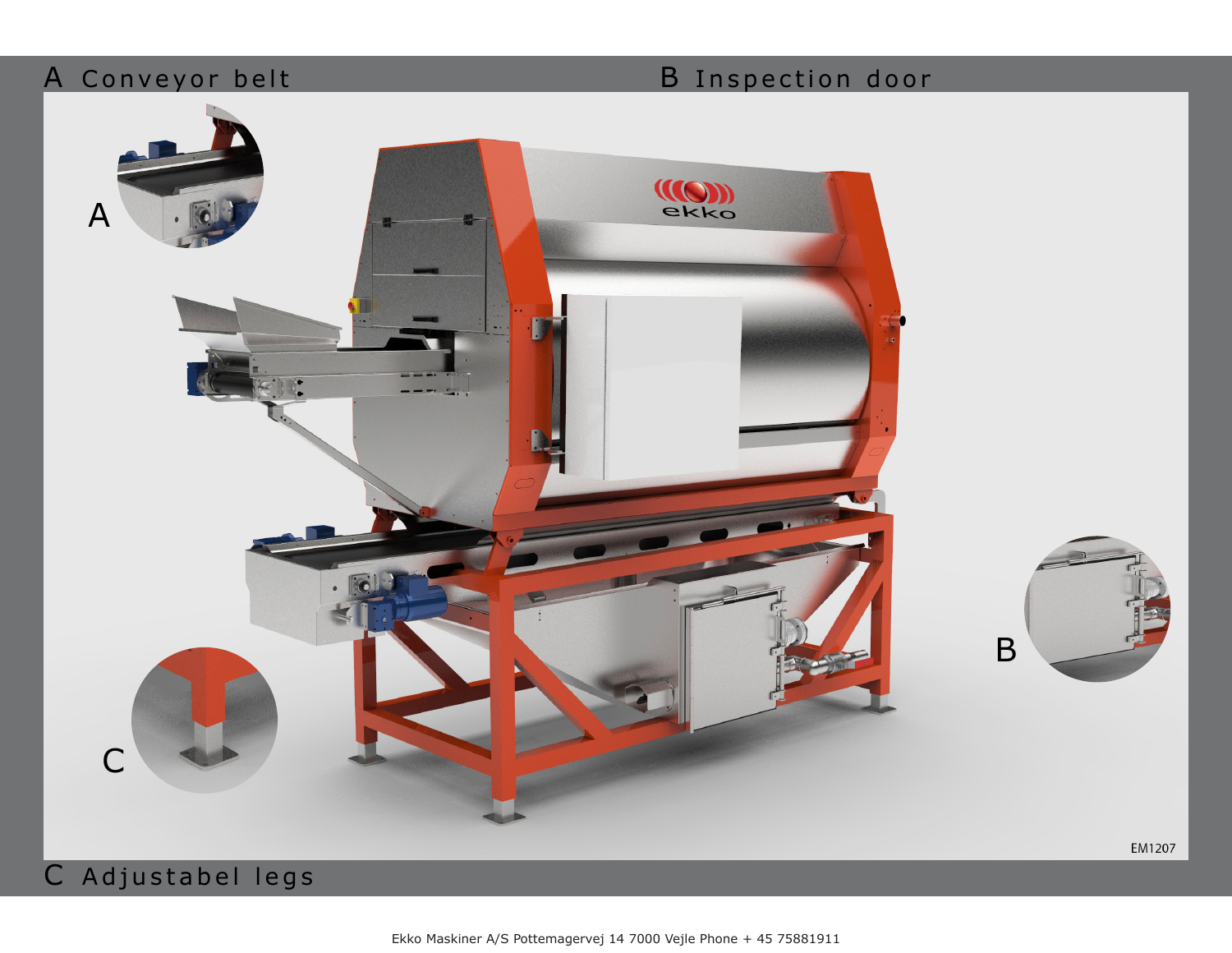A Conveyor belt

B Inspection door

A

B

C

EM1207

C Adjustabel legs

Ekko Maskiner A/S Pottemagervej 14 7000 Vejle Phone + 45 75881911